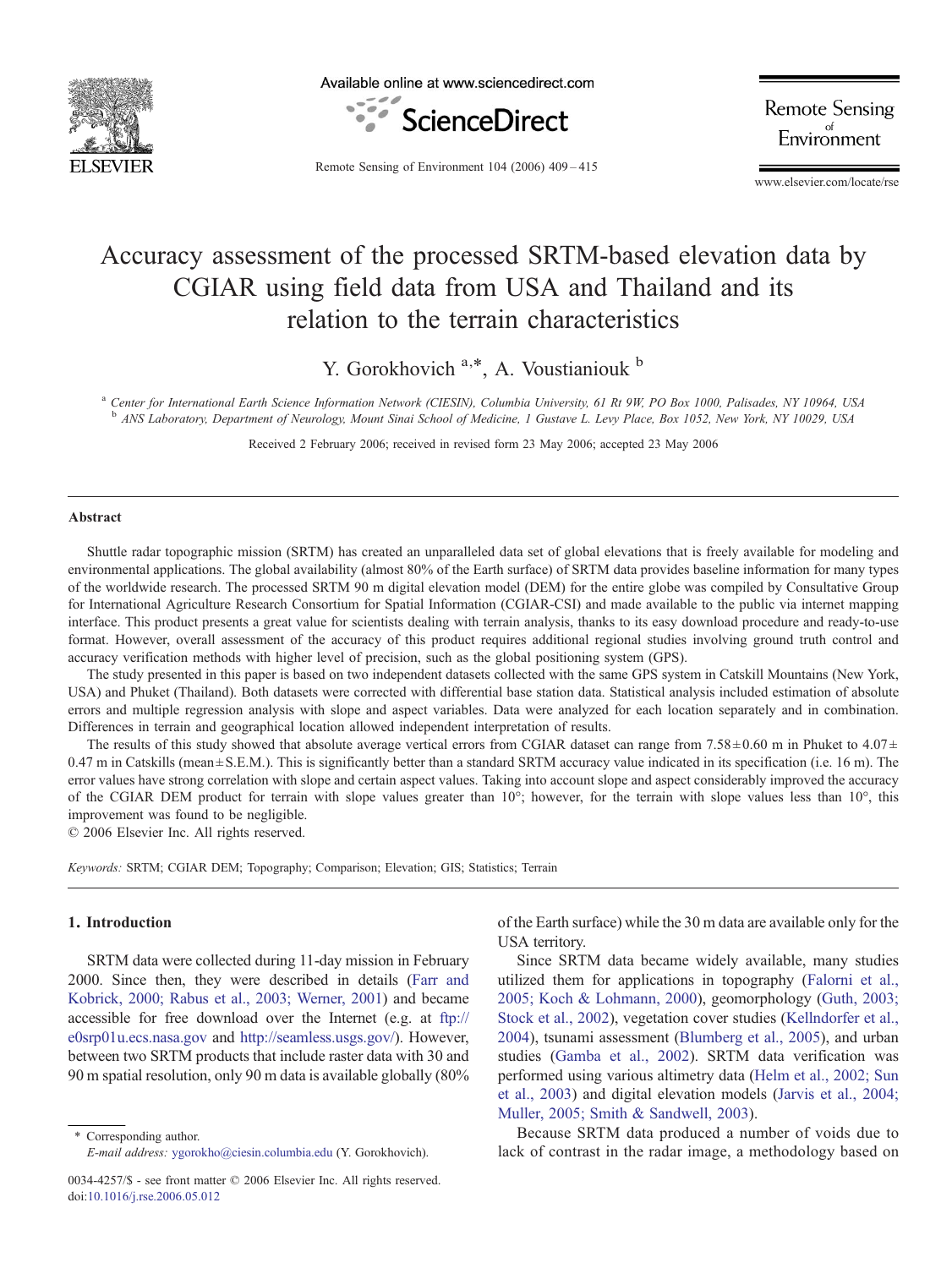# Accuracy assessment of the processed SRTM-based elevation data by CGIAR using field data from USA and Thailand and its relation to the terrain characteristics

Y. Gorokhovich [a,*], A. Voustianiouk [b]

[a] Center for International Earth Science Information Network (CIESIN), Columbia University, 61 Rt 9W, PO Box 1000, Palisades, NY 10964, USA
[b] ANS Laboratory, Department of Neurology, Mount Sinai School of Medicine, 1 Gustave L. Levy Place, Box 1052, New York, NY 10029, USA

Received 2 February 2006; received in revised form 23 May 2006; accepted 23 May 2006

## Abstract

Shuttle radar topographic mission (SRTM) has created an unparalleled data set of global elevations that is freely available for modeling and environmental applications. The global availability (almost 80% of the Earth surface) of SRTM data provides baseline information for many types of the worldwide research. The processed SRTM 90 m digital elevation model (DEM) for the entire globe was compiled by Consultative Group for International Agriculture Research Consortium for Spatial Information (CGIAR-CSI) and made available to the public via internet mapping interface. This product presents a great value for scientists dealing with terrain analysis, thanks to its easy download procedure and ready-to-use format. However, overall assessment of the accuracy of this product requires additional regional studies involving ground truth control and accuracy verification methods with higher level of precision, such as the global positioning system (GPS).

The study presented in this paper is based on two independent datasets collected with the same GPS system in Catskill Mountains (New York, USA) and Phuket (Thailand). Both datasets were corrected with differential base station data. Statistical analysis included estimation of absolute errors and multiple regression analysis with slope and aspect variables. Data were analyzed for each location separately and in combination. Differences in terrain and geographical location allowed independent interpretation of results.

The results of this study showed that absolute average vertical errors from CGIAR dataset can range from 7.58 ± 0.60 m in Phuket to 4.07 ± 0.47 m in Catskills (mean ± S.E.M.). This is significantly better than a standard SRTM accuracy value indicated in its specification (i.e. 16 m). The error values have strong correlation with slope and certain aspect values. Taking into account slope and aspect considerably improved the accuracy of the CGIAR DEM product for terrain with slope values greater than 10°; however, for the terrain with slope values less than 10°, this improvement was found to be negligible.

© 2006 Elsevier Inc. All rights reserved.

*Keywords:* SRTM; CGIAR DEM; Topography; Comparison; Elevation; GIS; Statistics; Terrain

## 1. Introduction

SRTM data were collected during 11-day mission in February 2000. Since then, they were described in details (Farr and Kobrick, 2000; Rabus et al., 2003; Werner, 2001) and became accessible for free download over the Internet (e.g. at ftp://e0srp01u.ecs.nasa.gov and http://seamless.usgs.gov/). However, between two SRTM products that include raster data with 30 and 90 m spatial resolution, only 90 m data is available globally (80% of the Earth surface) while the 30 m data are available only for the USA territory.

Since SRTM data became widely available, many studies utilized them for applications in topography (Falorni et al., 2005; Koch & Lohmann, 2000), geomorphology (Guth, 2003; Stock et al., 2002), vegetation cover studies (Kellndorfer et al., 2004), tsunami assessment (Blumberg et al., 2005), and urban studies (Gamba et al., 2002). SRTM data verification was performed using various altimetry data (Helm et al., 2002; Sun et al., 2003) and digital elevation models (Jarvis et al., 2004; Muller, 2005; Smith & Sandwell, 2003).

Because SRTM data produced a number of voids due to lack of contrast in the radar image, a methodology based on

\* Corresponding author.
*E-mail address:* ygorokho@ciesin.columbia.edu (Y. Gorokhovich).

0034-4257/$ - see front matter © 2006 Elsevier Inc. All rights reserved.
doi:10.1016/j.rse.2006.05.012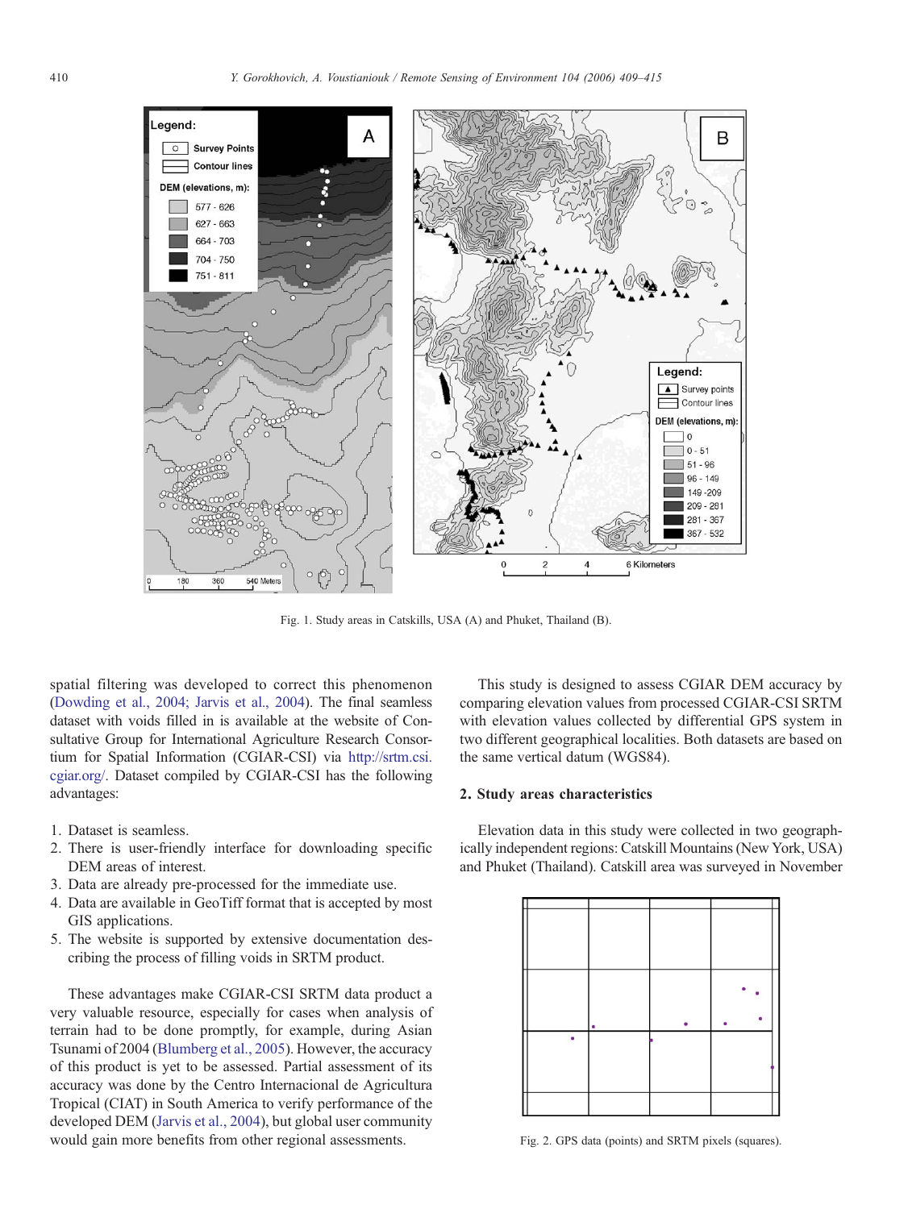Fig. 1. Study areas in Catskills, USA (A) and Phuket, Thailand (B).

spatial filtering was developed to correct this phenomenon (Dowding et al., 2004; Jarvis et al., 2004). The final seamless dataset with voids filled in is available at the website of Consultative Group for International Agriculture Research Consortium for Spatial Information (CGIAR-CSI) via http://srtm.csi.cgiar.org/. Dataset compiled by CGIAR-CSI has the following advantages:

1. Dataset is seamless.
2. There is user-friendly interface for downloading specific DEM areas of interest.
3. Data are already pre-processed for the immediate use.
4. Data are available in GeoTiff format that is accepted by most GIS applications.
5. The website is supported by extensive documentation describing the process of filling voids in SRTM product.

These advantages make CGIAR-CSI SRTM data product a very valuable resource, especially for cases when analysis of terrain had to be done promptly, for example, during Asian Tsunami of 2004 (Blumberg et al., 2005). However, the accuracy of this product is yet to be assessed. Partial assessment of its accuracy was done by the Centro Internacional de Agricultura Tropical (CIAT) in South America to verify performance of the developed DEM (Jarvis et al., 2004), but global user community would gain more benefits from other regional assessments.

This study is designed to assess CGIAR DEM accuracy by comparing elevation values from processed CGIAR-CSI SRTM with elevation values collected by differential GPS system in two different geographical localities. Both datasets are based on the same vertical datum (WGS84).

## 2. Study areas characteristics

Elevation data in this study were collected in two geographically independent regions: Catskill Mountains (New York, USA) and Phuket (Thailand). Catskill area was surveyed in November

Fig. 2. GPS data (points) and SRTM pixels (squares).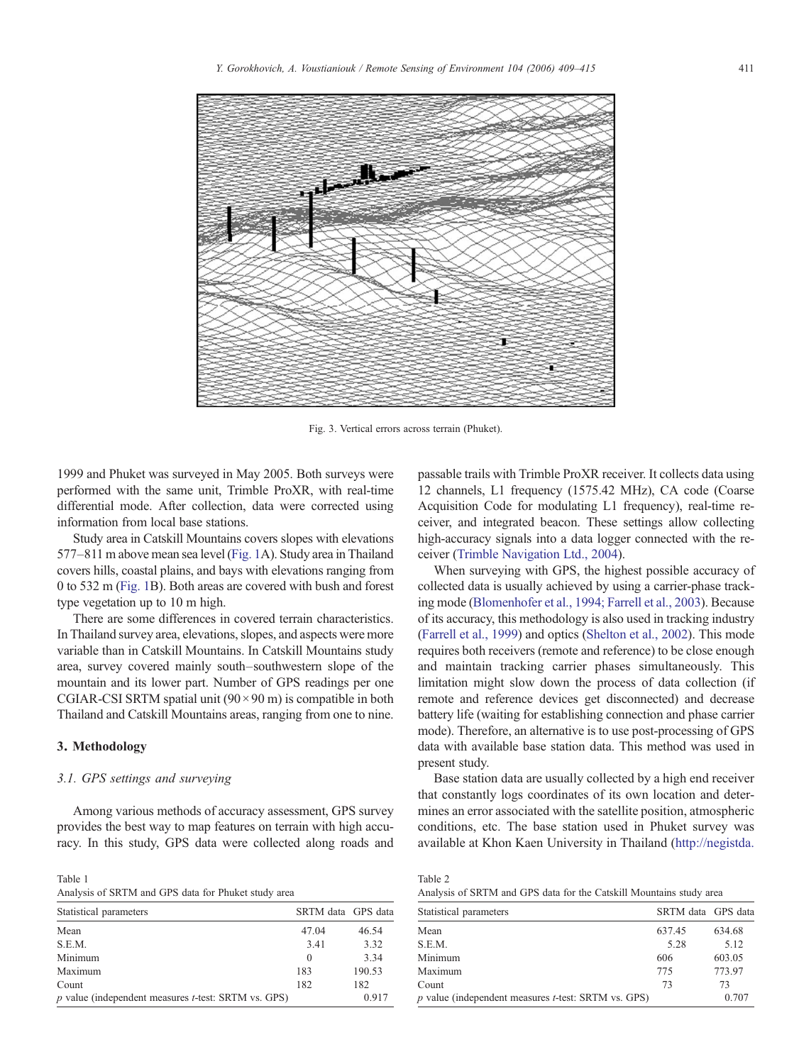Fig. 3. Vertical errors across terrain (Phuket).

1999 and Phuket was surveyed in May 2005. Both surveys were performed with the same unit, Trimble ProXR, with real-time differential mode. After collection, data were corrected using information from local base stations.

Study area in Catskill Mountains covers slopes with elevations 577–811 m above mean sea level (Fig. 1A). Study area in Thailand covers hills, coastal plains, and bays with elevations ranging from 0 to 532 m (Fig. 1B). Both areas are covered with bush and forest type vegetation up to 10 m high.

There are some differences in covered terrain characteristics. In Thailand survey area, elevations, slopes, and aspects were more variable than in Catskill Mountains. In Catskill Mountains study area, survey covered mainly south–southwestern slope of the mountain and its lower part. Number of GPS readings per one CGIAR-CSI SRTM spatial unit ($90 \times 90$ m) is compatible in both Thailand and Catskill Mountains areas, ranging from one to nine.

## 3. Methodology

### 3.1. GPS settings and surveying

Among various methods of accuracy assessment, GPS survey provides the best way to map features on terrain with high accuracy. In this study, GPS data were collected along roads and passable trails with Trimble ProXR receiver. It collects data using 12 channels, L1 frequency (1575.42 MHz), CA code (Coarse Acquisition Code for modulating L1 frequency), real-time receiver, and integrated beacon. These settings allow collecting high-accuracy signals into a data logger connected with the receiver (Trimble Navigation Ltd., 2004).

When surveying with GPS, the highest possible accuracy of collected data is usually achieved by using a carrier-phase tracking mode (Blomenhofer et al., 1994; Farrell et al., 2003). Because of its accuracy, this methodology is also used in tracking industry (Farrell et al., 1999) and optics (Shelton et al., 2002). This mode requires both receivers (remote and reference) to be close enough and maintain tracking carrier phases simultaneously. This limitation might slow down the process of data collection (if remote and reference devices get disconnected) and decrease battery life (waiting for establishing connection and phase carrier mode). Therefore, an alternative is to use post-processing of GPS data with available base station data. This method was used in present study.

Base station data are usually collected by a high end receiver that constantly logs coordinates of its own location and determines an error associated with the satellite position, atmospheric conditions, etc. The base station used in Phuket survey was available at Khon Kaen University in Thailand (http://negistda.

Table 1
Analysis of SRTM and GPS data for Phuket study area

| Statistical parameters | SRTM data | GPS data |
|---|---|---|
| Mean | 47.04 | 46.54 |
| S.E.M. | 3.41 | 3.32 |
| Minimum | 0 | 3.34 |
| Maximum | 183 | 190.53 |
| Count | 182 | 182 |
| *p* value (independent measures *t*-test: SRTM vs. GPS) | | 0.917 |

Table 2
Analysis of SRTM and GPS data for the Catskill Mountains study area

| Statistical parameters | SRTM data | GPS data |
|---|---|---|
| Mean | 637.45 | 634.68 |
| S.E.M. | 5.28 | 5.12 |
| Minimum | 606 | 603.05 |
| Maximum | 775 | 773.97 |
| Count | 73 | 73 |
| *p* value (independent measures *t*-test: SRTM vs. GPS) | | 0.707 |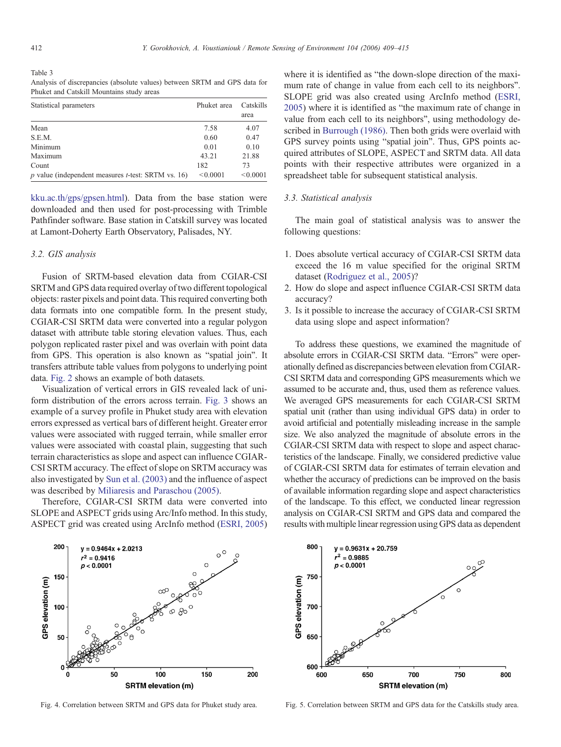Table 3
Analysis of discrepancies (absolute values) between SRTM and GPS data for Phuket and Catskill Mountains study areas

| Statistical parameters | Phuket area | Catskills area |
|---|---|---|
| Mean | 7.58 | 4.07 |
| S.E.M. | 0.60 | 0.47 |
| Minimum | 0.01 | 0.10 |
| Maximum | 43.21 | 21.88 |
| Count | 182 | 73 |
| $p$ value (independent measures $t$-test: SRTM vs. 16) | <0.0001 | <0.0001 |

kku.ac.th/gps/gpsen.html). Data from the base station were downloaded and then used for post-processing with Trimble Pathfinder software. Base station in Catskill survey was located at Lamont-Doherty Earth Observatory, Palisades, NY.

### 3.2. GIS analysis

Fusion of SRTM-based elevation data from CGIAR-CSI SRTM and GPS data required overlay of two different topological objects: raster pixels and point data. This required converting both data formats into one compatible form. In the present study, CGIAR-CSI SRTM data were converted into a regular polygon dataset with attribute table storing elevation values. Thus, each polygon replicated raster pixel and was overlain with point data from GPS. This operation is also known as "spatial join". It transfers attribute table values from polygons to underlying point data. Fig. 2 shows an example of both datasets.

Visualization of vertical errors in GIS revealed lack of uniform distribution of the errors across terrain. Fig. 3 shows an example of a survey profile in Phuket study area with elevation errors expressed as vertical bars of different height. Greater error values were associated with rugged terrain, while smaller error values were associated with coastal plain, suggesting that such terrain characteristics as slope and aspect can influence CGIAR-CSI SRTM accuracy. The effect of slope on SRTM accuracy was also investigated by Sun et al. (2003) and the influence of aspect was described by Miliaresis and Paraschou (2005).

Therefore, CGIAR-CSI SRTM data were converted into SLOPE and ASPECT grids using Arc/Info method. In this study, ASPECT grid was created using ArcInfo method (ESRI, 2005) where it is identified as "the down-slope direction of the maximum rate of change in value from each cell to its neighbors". SLOPE grid was also created using ArcInfo method (ESRI, 2005) where it is identified as "the maximum rate of change in value from each cell to its neighbors", using methodology described in Burrough (1986). Then both grids were overlaid with GPS survey points using "spatial join". Thus, GPS points acquired attributes of SLOPE, ASPECT and SRTM data. All data points with their respective attributes were organized in a spreadsheet table for subsequent statistical analysis.

### 3.3. Statistical analysis

The main goal of statistical analysis was to answer the following questions:

1. Does absolute vertical accuracy of CGIAR-CSI SRTM data exceed the 16 m value specified for the original SRTM dataset (Rodriguez et al., 2005)?
2. How do slope and aspect influence CGIAR-CSI SRTM data accuracy?
3. Is it possible to increase the accuracy of CGIAR-CSI SRTM data using slope and aspect information?

To address these questions, we examined the magnitude of absolute errors in CGIAR-CSI SRTM data. "Errors" were operationally defined as discrepancies between elevation from CGIAR-CSI SRTM data and corresponding GPS measurements which we assumed to be accurate and, thus, used them as reference values. We averaged GPS measurements for each CGIAR-CSI SRTM spatial unit (rather than using individual GPS data) in order to avoid artificial and potentially misleading increase in the sample size. We also analyzed the magnitude of absolute errors in the CGIAR-CSI SRTM data with respect to slope and aspect characteristics of the landscape. Finally, we considered predictive value of CGIAR-CSI SRTM data for estimates of terrain elevation and whether the accuracy of predictions can be improved on the basis of available information regarding slope and aspect characteristics of the landscape. To this effect, we conducted linear regression analysis on CGIAR-CSI SRTM and GPS data and compared the results with multiple linear regression using GPS data as dependent

Fig. 4. Correlation between SRTM and GPS data for Phuket study area.

Fig. 5. Correlation between SRTM and GPS data for the Catskills study area.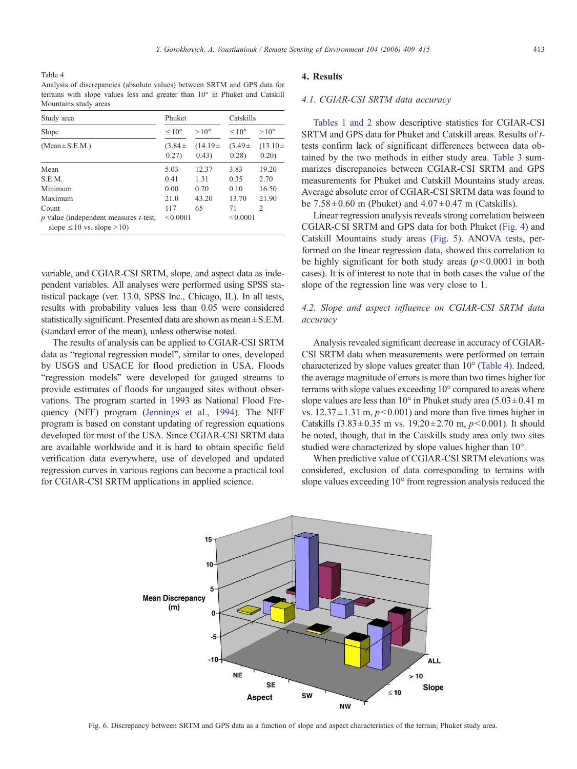Table 4
Analysis of discrepancies (absolute values) between SRTM and GPS data for terrains with slope values less and greater than 10° in Phuket and Catskill Mountains study areas

| Study area | Phuket | | Catskills | |
|---|---|---|---|---|
| Slope | ≤10° | >10° | ≤10° | >10° |
| (Mean ± S.E.M.) | (3.84 ± 0.27) | (14.19 ± 0.43) | (3.49 ± 0.28) | (13.10 ± 0.20) |
| Mean | 5.03 | 12.37 | 3.83 | 19.20 |
| S.E.M. | 0.41 | 1.31 | 0.35 | 2.70 |
| Minimum | 0.00 | 0.20 | 0.10 | 16.50 |
| Maximum | 21.0 | 43.20 | 13.70 | 21.90 |
| Count | 117 | 65 | 71 | 2 |
| $p$ value (independent measures $t$-test, slope ≤10 vs. slope >10) | <0.0001 | | <0.0001 | |

variable, and CGIAR-CSI SRTM, slope, and aspect data as independent variables. All analyses were performed using SPSS statistical package (ver. 13.0, SPSS Inc., Chicago, IL). In all tests, results with probability values less than 0.05 were considered statistically significant. Presented data are shown as mean ± S.E.M. (standard error of the mean), unless otherwise noted.

The results of analysis can be applied to CGIAR-CSI SRTM data as "regional regression model", similar to ones, developed by USGS and USACE for flood prediction in USA. Floods "regression models" were developed for gauged streams to provide estimates of floods for ungauged sites without observations. The program started in 1993 as National Flood Frequency (NFF) program (Jennings et al., 1994). The NFF program is based on constant updating of regression equations developed for most of the USA. Since CGIAR-CSI SRTM data are available worldwide and it is hard to obtain specific field verification data everywhere, use of developed and updated regression curves in various regions can become a practical tool for CGIAR-CSI SRTM applications in applied science.

## 4. Results

### 4.1. CGIAR-CSI SRTM data accuracy

Tables 1 and 2 show descriptive statistics for CGIAR-CSI SRTM and GPS data for Phuket and Catskill areas. Results of $t$-tests confirm lack of significant differences between data obtained by the two methods in either study area. Table 3 summarizes discrepancies between CGIAR-CSI SRTM and GPS measurements for Phuket and Catskill Mountains study areas. Average absolute error of CGIAR-CSI SRTM data was found to be 7.58 ± 0.60 m (Phuket) and 4.07 ± 0.47 m (Catskills).

Linear regression analysis reveals strong correlation between CGIAR-CSI SRTM and GPS data for both Phuket (Fig. 4) and Catskill Mountains study areas (Fig. 5). ANOVA tests, performed on the linear regression data, showed this correlation to be highly significant for both study areas ($p < 0.0001$ in both cases). It is of interest to note that in both cases the value of the slope of the regression line was very close to 1.

### 4.2. Slope and aspect influence on CGIAR-CSI SRTM data accuracy

Analysis revealed significant decrease in accuracy of CGIAR-CSI SRTM data when measurements were performed on terrain characterized by slope values greater than 10° (Table 4). Indeed, the average magnitude of errors is more than two times higher for terrains with slope values exceeding 10° compared to areas where slope values are less than 10° in Phuket study area (5.03 ± 0.41 m vs. 12.37 ± 1.31 m, $p < 0.001$) and more than five times higher in Catskills (3.83 ± 0.35 m vs. 19.20 ± 2.70 m, $p < 0.001$). It should be noted, though, that in the Catskills study area only two sites studied were characterized by slope values higher than 10°.

When predictive value of CGIAR-CSI SRTM elevations was considered, exclusion of data corresponding to terrains with slope values exceeding 10° from regression analysis reduced the

Fig. 6. Discrepancy between SRTM and GPS data as a function of slope and aspect characteristics of the terrain; Phuket study area.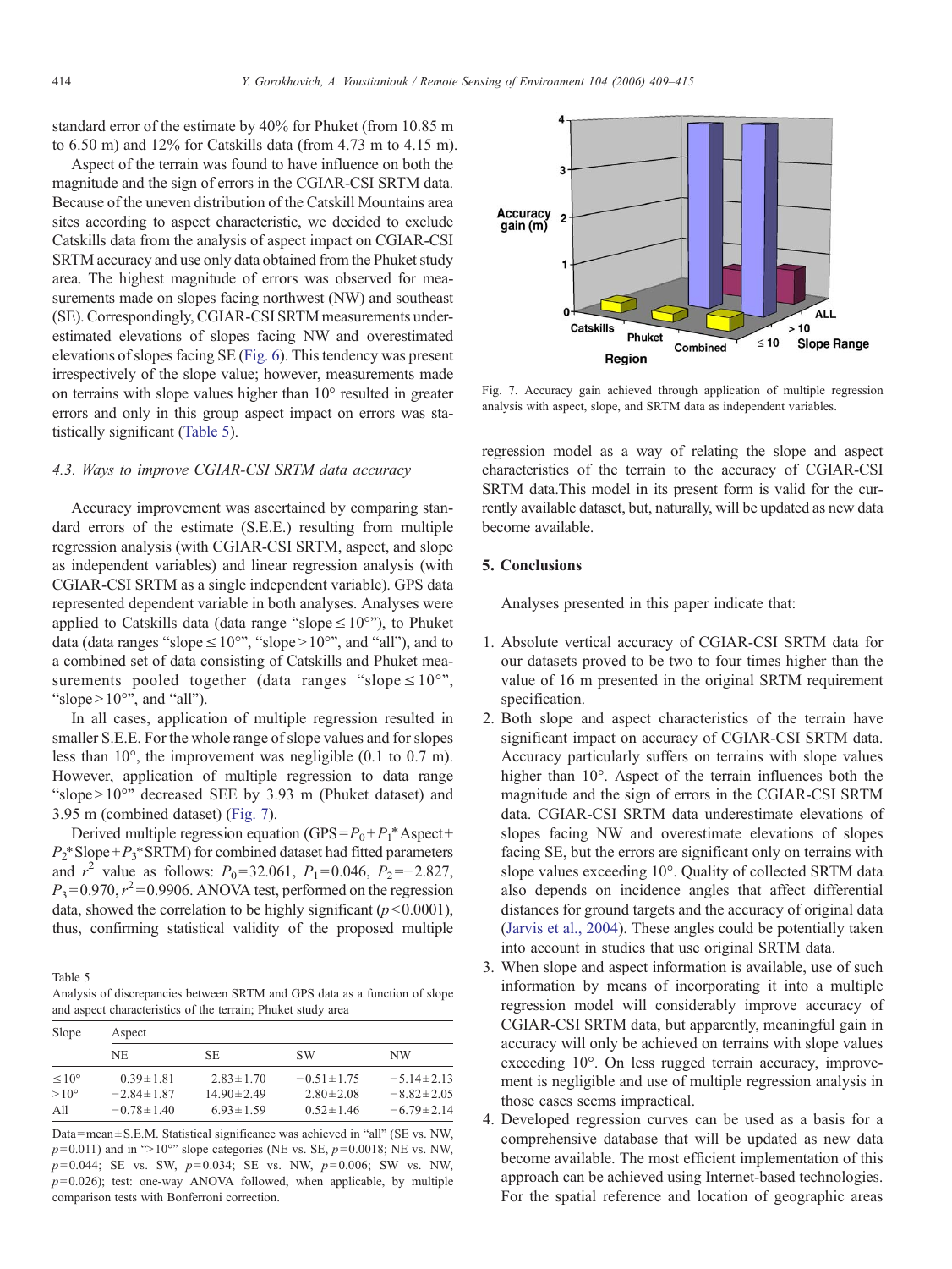standard error of the estimate by 40% for Phuket (from 10.85 m to 6.50 m) and 12% for Catskills data (from 4.73 m to 4.15 m).

Aspect of the terrain was found to have influence on both the magnitude and the sign of errors in the CGIAR-CSI SRTM data. Because of the uneven distribution of the Catskill Mountains area sites according to aspect characteristic, we decided to exclude Catskills data from the analysis of aspect impact on CGIAR-CSI SRTM accuracy and use only data obtained from the Phuket study area. The highest magnitude of errors was observed for measurements made on slopes facing northwest (NW) and southeast (SE). Correspondingly, CGIAR-CSI SRTM measurements underestimated elevations of slopes facing NW and overestimated elevations of slopes facing SE (Fig. 6). This tendency was present irrespectively of the slope value; however, measurements made on terrains with slope values higher than 10° resulted in greater errors and only in this group aspect impact on errors was statistically significant (Table 5).

### 4.3. Ways to improve CGIAR-CSI SRTM data accuracy

Accuracy improvement was ascertained by comparing standard errors of the estimate (S.E.E.) resulting from multiple regression analysis (with CGIAR-CSI SRTM, aspect, and slope as independent variables) and linear regression analysis (with CGIAR-CSI SRTM as a single independent variable). GPS data represented dependent variable in both analyses. Analyses were applied to Catskills data (data range "slope ≤ 10°"), to Phuket data (data ranges "slope ≤ 10°", "slope > 10°", and "all"), and to a combined set of data consisting of Catskills and Phuket measurements pooled together (data ranges "slope ≤ 10°", "slope > 10°", and "all").

In all cases, application of multiple regression resulted in smaller S.E.E. For the whole range of slope values and for slopes less than 10°, the improvement was negligible (0.1 to 0.7 m). However, application of multiple regression to data range "slope > 10°" decreased SEE by 3.93 m (Phuket dataset) and 3.95 m (combined dataset) (Fig. 7).

Derived multiple regression equation ($GPS = P_0 + P_1 * Aspect + P_2 * Slope + P_3 * SRTM$) for combined dataset had fitted parameters and $r^2$ value as follows: $P_0 = 32.061$, $P_1 = 0.046$, $P_2 = -2.827$, $P_3 = 0.970$, $r^2 = 0.9906$. ANOVA test, performed on the regression data, showed the correlation to be highly significant ($p < 0.0001$), thus, confirming statistical validity of the proposed multiple regression model as a way of relating the slope and aspect characteristics of the terrain to the accuracy of CGIAR-CSI SRTM data.This model in its present form is valid for the currently available dataset, but, naturally, will be updated as new data become available.

Table 5
Analysis of discrepancies between SRTM and GPS data as a function of slope and aspect characteristics of the terrain; Phuket study area

| Slope | Aspect | | | |
|---|---|---|---|---|
| | NE | SE | SW | NW |
| ≤10° | 0.39 ± 1.81 | 2.83 ± 1.70 | −0.51 ± 1.75 | −5.14 ± 2.13 |
| >10° | −2.84 ± 1.87 | 14.90 ± 2.49 | 2.80 ± 2.08 | −8.82 ± 2.05 |
| All | −0.78 ± 1.40 | 6.93 ± 1.59 | 0.52 ± 1.46 | −6.79 ± 2.14 |

Data = mean ± S.E.M. Statistical significance was achieved in "all" (SE vs. NW, $p = 0.011$) and in ">10°" slope categories (NE vs. SE, $p = 0.0018$; NE vs. NW, $p = 0.044$; SE vs. SW, $p = 0.034$; SE vs. NW, $p = 0.006$; SW vs. NW, $p = 0.026$); test: one-way ANOVA followed, when applicable, by multiple comparison tests with Bonferroni correction.

Fig. 7. Accuracy gain achieved through application of multiple regression analysis with aspect, slope, and SRTM data as independent variables.

## 5. Conclusions

Analyses presented in this paper indicate that:

1. Absolute vertical accuracy of CGIAR-CSI SRTM data for our datasets proved to be two to four times higher than the value of 16 m presented in the original SRTM requirement specification.
2. Both slope and aspect characteristics of the terrain have significant impact on accuracy of CGIAR-CSI SRTM data. Accuracy particularly suffers on terrains with slope values higher than 10°. Aspect of the terrain influences both the magnitude and the sign of errors in the CGIAR-CSI SRTM data. CGIAR-CSI SRTM data underestimate elevations of slopes facing NW and overestimate elevations of slopes facing SE, but the errors are significant only on terrains with slope values exceeding 10°. Quality of collected SRTM data also depends on incidence angles that affect differential distances for ground targets and the accuracy of original data (Jarvis et al., 2004). These angles could be potentially taken into account in studies that use original SRTM data.
3. When slope and aspect information is available, use of such information by means of incorporating it into a multiple regression model will considerably improve accuracy of CGIAR-CSI SRTM data, but apparently, meaningful gain in accuracy will only be achieved on terrains with slope values exceeding 10°. On less rugged terrain accuracy, improvement is negligible and use of multiple regression analysis in those cases seems impractical.
4. Developed regression curves can be used as a basis for a comprehensive database that will be updated as new data become available. The most efficient implementation of this approach can be achieved using Internet-based technologies. For the spatial reference and location of geographic areas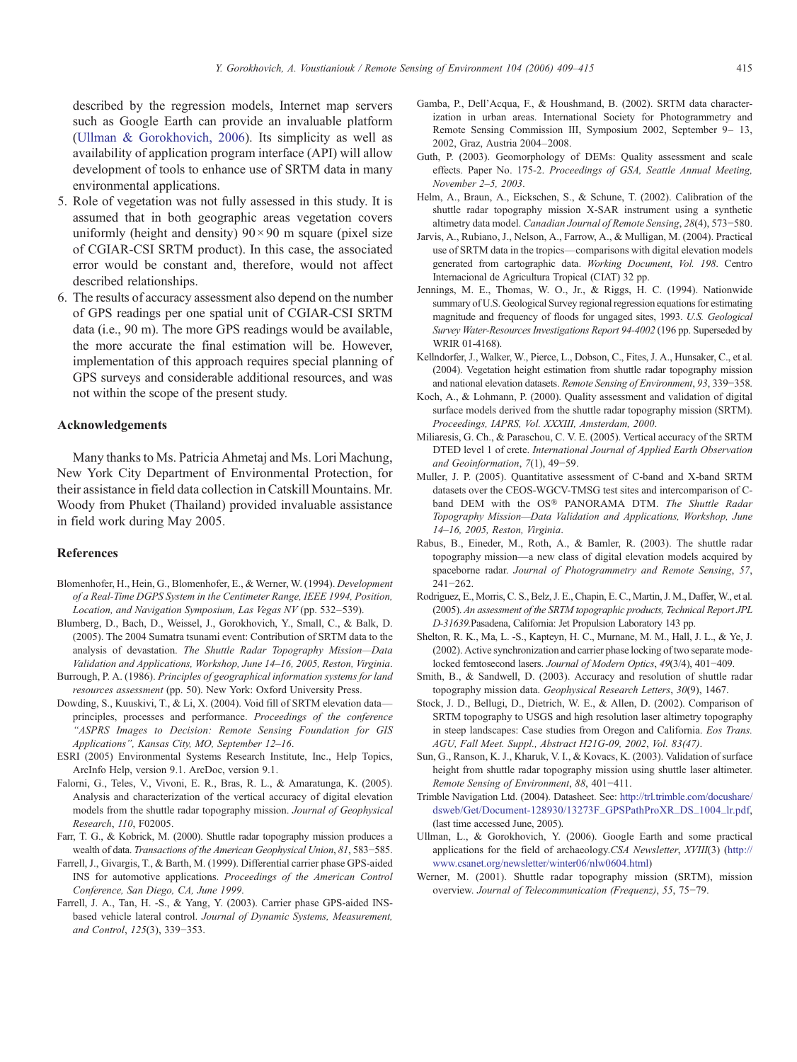described by the regression models, Internet map servers such as Google Earth can provide an invaluable platform (Ullman & Gorokhovich, 2006). Its simplicity as well as availability of application program interface (API) will allow development of tools to enhance use of SRTM data in many environmental applications.

5. Role of vegetation was not fully assessed in this study. It is assumed that in both geographic areas vegetation covers uniformly (height and density) $90 \times 90$ m square (pixel size of CGIAR-CSI SRTM product). In this case, the associated error would be constant and, therefore, would not affect described relationships.
6. The results of accuracy assessment also depend on the number of GPS readings per one spatial unit of CGIAR-CSI SRTM data (i.e., 90 m). The more GPS readings would be available, the more accurate the final estimation will be. However, implementation of this approach requires special planning of GPS surveys and considerable additional resources, and was not within the scope of the present study.

## Acknowledgements

Many thanks to Ms. Patricia Ahmetaj and Ms. Lori Machung, New York City Department of Environmental Protection, for their assistance in field data collection in Catskill Mountains. Mr. Woody from Phuket (Thailand) provided invaluable assistance in field work during May 2005.

## References

Blomenhofer, H., Hein, G., Blomenhofer, E., & Werner, W. (1994). *Development of a Real-Time DGPS System in the Centimeter Range, IEEE 1994, Position, Location, and Navigation Symposium, Las Vegas NV* (pp. 532–539).

Blumberg, D., Bach, D., Weissel, J., Gorokhovich, Y., Small, C., & Balk, D. (2005). The 2004 Sumatra tsunami event: Contribution of SRTM data to the analysis of devastation. *The Shuttle Radar Topography Mission—Data Validation and Applications, Workshop, June 14–16, 2005, Reston, Virginia*.

Burrough, P. A. (1986). *Principles of geographical information systems for land resources assessment* (pp. 50). New York: Oxford University Press.

Dowding, S., Kuuskivi, T., & Li, X. (2004). Void fill of SRTM elevation data—principles, processes and performance. *Proceedings of the conference "ASPRS Images to Decision: Remote Sensing Foundation for GIS Applications", Kansas City, MO, September 12–16*.

ESRI (2005) Environmental Systems Research Institute, Inc., Help Topics, ArcInfo Help, version 9.1. ArcDoc, version 9.1.

Falorni, G., Teles, V., Vivoni, E. R., Bras, R. L., & Amaratunga, K. (2005). Analysis and characterization of the vertical accuracy of digital elevation models from the shuttle radar topography mission. *Journal of Geophysical Research*, *110*, F02005.

Farr, T. G., & Kobrick, M. (2000). Shuttle radar topography mission produces a wealth of data. *Transactions of the American Geophysical Union*, *81*, 583−585.

Farrell, J., Givargis, T., & Barth, M. (1999). Differential carrier phase GPS-aided INS for automotive applications. *Proceedings of the American Control Conference, San Diego, CA, June 1999*.

Farrell, J. A., Tan, H. -S., & Yang, Y. (2003). Carrier phase GPS-aided INS-based vehicle lateral control. *Journal of Dynamic Systems, Measurement, and Control*, *125*(3), 339−353.

Gamba, P., Dell'Acqua, F., & Houshmand, B. (2002). SRTM data characterization in urban areas. International Society for Photogrammetry and Remote Sensing Commission III, Symposium 2002, September 9– 13, 2002, Graz, Austria 2004–2008.

Guth, P. (2003). Geomorphology of DEMs: Quality assessment and scale effects. Paper No. 175-2. *Proceedings of GSA, Seattle Annual Meeting, November 2–5, 2003*.

Helm, A., Braun, A., Eickschen, S., & Schune, T. (2002). Calibration of the shuttle radar topography mission X-SAR instrument using a synthetic altimetry data model. *Canadian Journal of Remote Sensing*, *28*(4), 573−580.

Jarvis, A., Rubiano, J., Nelson, A., Farrow, A., & Mulligan, M. (2004). Practical use of SRTM data in the tropics—comparisons with digital elevation models generated from cartographic data. *Working Document, Vol. 198*. Centro Internacional de Agricultura Tropical (CIAT) 32 pp.

Jennings, M. E., Thomas, W. O., Jr., & Riggs, H. C. (1994). Nationwide summary of U.S. Geological Survey regional regression equations for estimating magnitude and frequency of floods for ungaged sites, 1993. *U.S. Geological Survey Water-Resources Investigations Report 94-4002* (196 pp. Superseded by WRIR 01-4168).

Kellndorfer, J., Walker, W., Pierce, L., Dobson, C., Fites, J. A., Hunsaker, C., et al. (2004). Vegetation height estimation from shuttle radar topography mission and national elevation datasets. *Remote Sensing of Environment*, *93*, 339−358.

Koch, A., & Lohmann, P. (2000). Quality assessment and validation of digital surface models derived from the shuttle radar topography mission (SRTM). *Proceedings, IAPRS, Vol. XXXIII, Amsterdam, 2000*.

Miliaresis, G. Ch., & Paraschou, C. V. E. (2005). Vertical accuracy of the SRTM DTED level 1 of crete. *International Journal of Applied Earth Observation and Geoinformation*, *7*(1), 49−59.

Muller, J. P. (2005). Quantitative assessment of C-band and X-band SRTM datasets over the CEOS-WGCV-TMSG test sites and intercomparison of C-band DEM with the OS® PANORAMA DTM. *The Shuttle Radar Topography Mission—Data Validation and Applications, Workshop, June 14–16, 2005, Reston, Virginia*.

Rabus, B., Eineder, M., Roth, A., & Bamler, R. (2003). The shuttle radar topography mission—a new class of digital elevation models acquired by spaceborne radar. *Journal of Photogrammetry and Remote Sensing*, *57*, 241−262.

Rodriguez, E., Morris, C. S., Belz, J. E., Chapin, E. C., Martin, J. M., Daffer, W., et al. (2005). *An assessment of the SRTM topographic products, Technical Report JPL D-31639*.Pasadena, California: Jet Propulsion Laboratory 143 pp.

Shelton, R. K., Ma, L. -S., Kapteyn, H. C., Murnane, M. M., Hall, J. L., & Ye, J. (2002). Active synchronization and carrier phase locking of two separate mode-locked femtosecond lasers. *Journal of Modern Optics*, *49*(3/4), 401−409.

Smith, B., & Sandwell, D. (2003). Accuracy and resolution of shuttle radar topography mission data. *Geophysical Research Letters*, *30*(9), 1467.

Stock, J. D., Bellugi, D., Dietrich, W. E., & Allen, D. (2002). Comparison of SRTM topography to USGS and high resolution laser altimetry topography in steep landscapes: Case studies from Oregon and California. *Eos Trans. AGU, Fall Meet. Suppl., Abstract H21G-09, 2002, Vol. 83(47)*.

Sun, G., Ranson, K. J., Kharuk, V. I., & Kovacs, K. (2003). Validation of surface height from shuttle radar topography mission using shuttle laser altimeter. *Remote Sensing of Environment*, *88*, 401−411.

Trimble Navigation Ltd. (2004). Datasheet. See: http://trl.trimble.com/docushare/dsweb/Get/Document-128930/13273F_GPSPathProXR_DS_1004_lr.pdf, (last time accessed June, 2005).

Ullman, L., & Gorokhovich, Y. (2006). Google Earth and some practical applications for the field of archaeology.*CSA Newsletter*, *XVIII*(3) (http://www.csanet.org/newsletter/winter06/nlw0604.html)

Werner, M. (2001). Shuttle radar topography mission (SRTM), mission overview. *Journal of Telecommunication (Frequenz)*, *55*, 75−79.